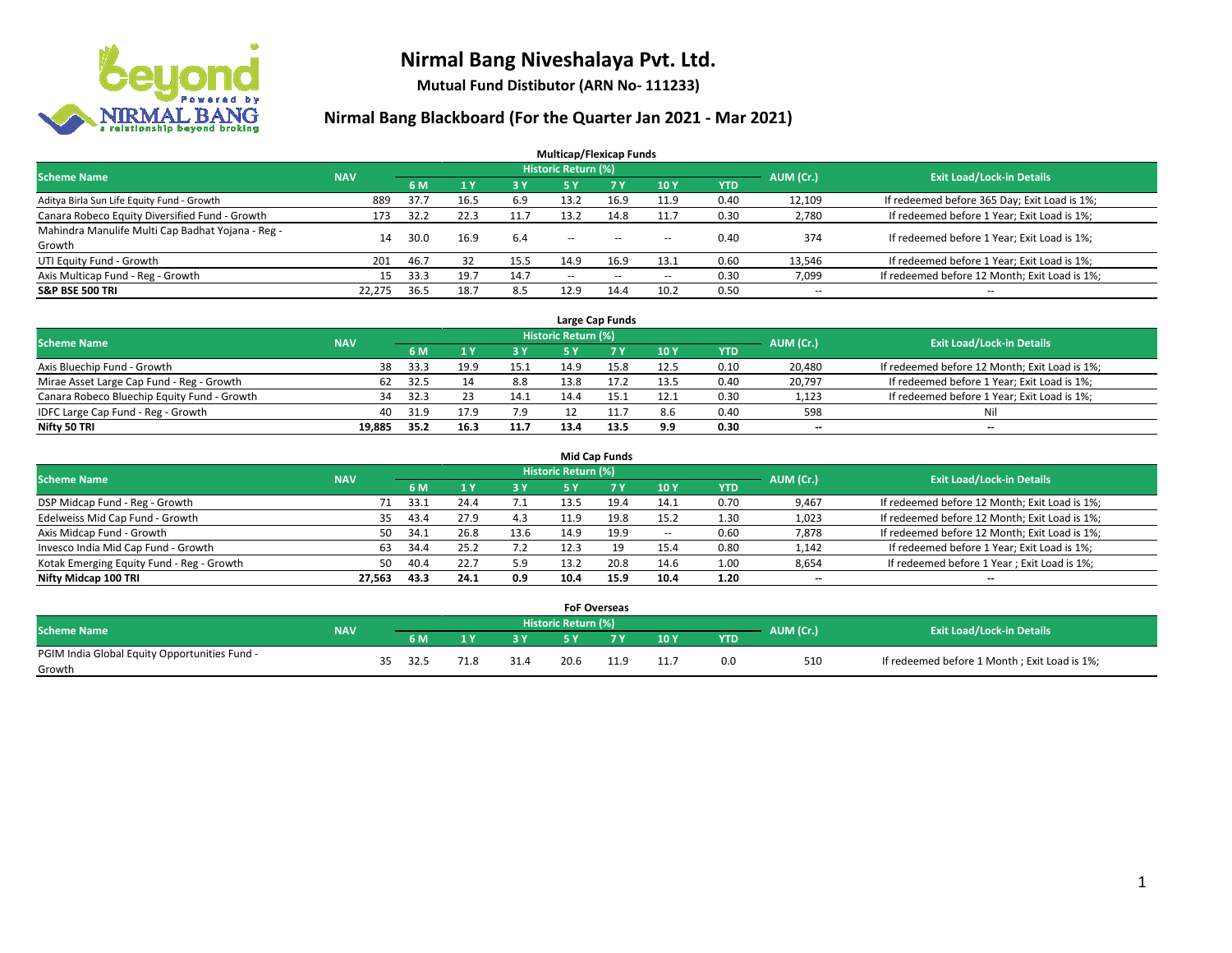# Nirmal Bang Niveshalaya Pvt. Ltd.

**Mutual Fund Distibutor (ARN No- 111233)**

## Nirmal Bang Blackboard (For the Quarter Jan 2021 - Mar 2021)

### Multicap/Flexicap Funds

| Scheme Name | NAV | Historic Return (%) | | | | | | | AUM (Cr.) | Exit Load/Lock-in Details |
|---|---|---|---|---|---|---|---|---|---|---|
| | | 6 M | 1 Y | 3 Y | 5 Y | 7 Y | 10 Y | YTD | | |
| Aditya Birla Sun Life Equity Fund - Growth | 889 | 37.7 | 16.5 | 6.9 | 13.2 | 16.9 | 11.9 | 0.40 | 12,109 | If redeemed before 365 Day; Exit Load is 1%; |
| Canara Robeco Equity Diversified Fund - Growth | 173 | 32.2 | 22.3 | 11.7 | 13.2 | 14.8 | 11.7 | 0.30 | 2,780 | If redeemed before 1 Year; Exit Load is 1%; |
| Mahindra Manulife Multi Cap Badhat Yojana - Reg - Growth | 14 | 30.0 | 16.9 | 6.4 | -- | -- | -- | 0.40 | 374 | If redeemed before 1 Year; Exit Load is 1%; |
| UTI Equity Fund - Growth | 201 | 46.7 | 32 | 15.5 | 14.9 | 16.9 | 13.1 | 0.60 | 13,546 | If redeemed before 1 Year; Exit Load is 1%; |
| Axis Multicap Fund - Reg - Growth | 15 | 33.3 | 19.7 | 14.7 | -- | -- | -- | 0.30 | 7,099 | If redeemed before 12 Month; Exit Load is 1%; |
| **S&P BSE 500 TRI** | 22,275 | 36.5 | 18.7 | 8.5 | 12.9 | 14.4 | 10.2 | 0.50 | -- | -- |

### Large Cap Funds

| Scheme Name | NAV | Historic Return (%) | | | | | | | AUM (Cr.) | Exit Load/Lock-in Details |
|---|---|---|---|---|---|---|---|---|---|---|
| | | 6 M | 1 Y | 3 Y | 5 Y | 7 Y | 10 Y | YTD | | |
| Axis Bluechip Fund - Growth | 38 | 33.3 | 19.9 | 15.1 | 14.9 | 15.8 | 12.5 | 0.10 | 20,480 | If redeemed before 12 Month; Exit Load is 1%; |
| Mirae Asset Large Cap Fund - Reg - Growth | 62 | 32.5 | 14 | 8.8 | 13.8 | 17.2 | 13.5 | 0.40 | 20,797 | If redeemed before 1 Year; Exit Load is 1%; |
| Canara Robeco Bluechip Equity Fund - Growth | 34 | 32.3 | 23 | 14.1 | 14.4 | 15.1 | 12.1 | 0.30 | 1,123 | If redeemed before 1 Year; Exit Load is 1%; |
| IDFC Large Cap Fund - Reg - Growth | 40 | 31.9 | 17.9 | 7.9 | 12 | 11.7 | 8.6 | 0.40 | 598 | Nil |
| **Nifty 50 TRI** | **19,885** | **35.2** | **16.3** | **11.7** | **13.4** | **13.5** | **9.9** | **0.30** | **--** | **--** |

### Mid Cap Funds

| Scheme Name | NAV | Historic Return (%) | | | | | | | AUM (Cr.) | Exit Load/Lock-in Details |
|---|---|---|---|---|---|---|---|---|---|---|
| | | 6 M | 1 Y | 3 Y | 5 Y | 7 Y | 10 Y | YTD | | |
| DSP Midcap Fund - Reg - Growth | 71 | 33.1 | 24.4 | 7.1 | 13.5 | 19.4 | 14.1 | 0.70 | 9,467 | If redeemed before 12 Month; Exit Load is 1%; |
| Edelweiss Mid Cap Fund - Growth | 35 | 43.4 | 27.9 | 4.3 | 11.9 | 19.8 | 15.2 | 1.30 | 1,023 | If redeemed before 12 Month; Exit Load is 1%; |
| Axis Midcap Fund - Growth | 50 | 34.1 | 26.8 | 13.6 | 14.9 | 19.9 | -- | 0.60 | 7,878 | If redeemed before 12 Month; Exit Load is 1%; |
| Invesco India Mid Cap Fund - Growth | 63 | 34.4 | 25.2 | 7.2 | 12.3 | 19 | 15.4 | 0.80 | 1,142 | If redeemed before 1 Year; Exit Load is 1%; |
| Kotak Emerging Equity Fund - Reg - Growth | 50 | 40.4 | 22.7 | 5.9 | 13.2 | 20.8 | 14.6 | 1.00 | 8,654 | If redeemed before 1 Year ; Exit Load is 1%; |
| **Nifty Midcap 100 TRI** | **27,563** | **43.3** | **24.1** | **0.9** | **10.4** | **15.9** | **10.4** | **1.20** | **--** | **--** |

### FoF Overseas

| Scheme Name | NAV | Historic Return (%) | | | | | | | AUM (Cr.) | Exit Load/Lock-in Details |
|---|---|---|---|---|---|---|---|---|---|---|
| | | 6 M | 1 Y | 3 Y | 5 Y | 7 Y | 10 Y | YTD | | |
| PGIM India Global Equity Opportunities Fund - Growth | 35 | 32.5 | 71.8 | 31.4 | 20.6 | 11.9 | 11.7 | 0.0 | 510 | If redeemed before 1 Month ; Exit Load is 1%; |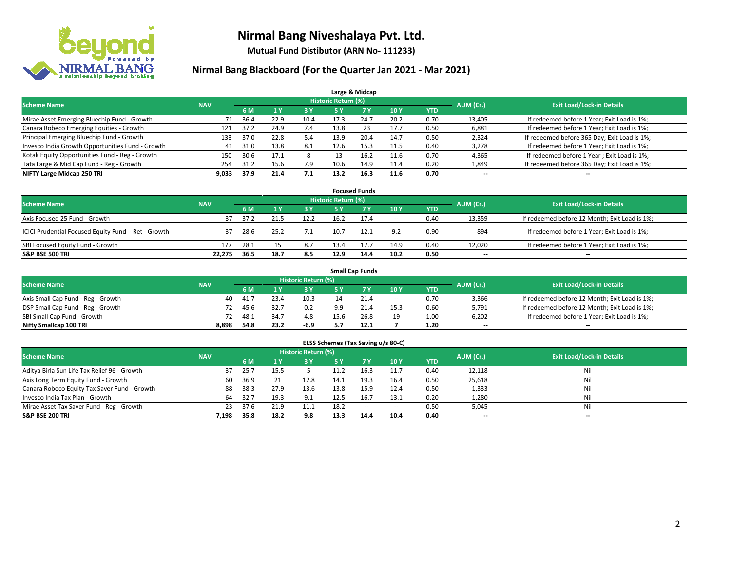# Nirmal Bang Niveshalaya Pvt. Ltd.

**Mutual Fund Distibutor (ARN No- 111233)**

## Nirmal Bang Blackboard (For the Quarter Jan 2021 - Mar 2021)

### Large & Midcap

| Scheme Name | NAV | Historic Return (%) | | | | | | | AUM (Cr.) | Exit Load/Lock-in Details |
|---|---|---|---|---|---|---|---|---|---|---|
| | | 6 M | 1 Y | 3 Y | 5 Y | 7 Y | 10 Y | YTD | | |
| Mirae Asset Emerging Bluechip Fund - Growth | 71 | 36.4 | 22.9 | 10.4 | 17.3 | 24.7 | 20.2 | 0.70 | 13,405 | If redeemed before 1 Year; Exit Load is 1%; |
| Canara Robeco Emerging Equities - Growth | 121 | 37.2 | 24.9 | 7.4 | 13.8 | 23 | 17.7 | 0.50 | 6,881 | If redeemed before 1 Year; Exit Load is 1%; |
| Principal Emerging Bluechip Fund - Growth | 133 | 37.0 | 22.8 | 5.4 | 13.9 | 20.4 | 14.7 | 0.50 | 2,324 | If redeemed before 365 Day; Exit Load is 1%; |
| Invesco India Growth Opportunities Fund - Growth | 41 | 31.0 | 13.8 | 8.1 | 12.6 | 15.3 | 11.5 | 0.40 | 3,278 | If redeemed before 1 Year; Exit Load is 1%; |
| Kotak Equity Opportunities Fund - Reg - Growth | 150 | 30.6 | 17.1 | 8 | 13 | 16.2 | 11.6 | 0.70 | 4,365 | If redeemed before 1 Year ; Exit Load is 1%; |
| Tata Large & Mid Cap Fund - Reg - Growth | 254 | 31.2 | 15.6 | 7.9 | 10.6 | 14.9 | 11.4 | 0.20 | 1,849 | If redeemed before 365 Day; Exit Load is 1%; |
| **NIFTY Large Midcap 250 TRI** | **9,033** | **37.9** | **21.4** | **7.1** | **13.2** | **16.3** | **11.6** | **0.70** | **--** | **--** |

### Focused Funds

| Scheme Name | NAV | Historic Return (%) | | | | | | | AUM (Cr.) | Exit Load/Lock-in Details |
|---|---|---|---|---|---|---|---|---|---|---|
| | | 6 M | 1 Y | 3 Y | 5 Y | 7 Y | 10 Y | YTD | | |
| Axis Focused 25 Fund - Growth | 37 | 37.2 | 21.5 | 12.2 | 16.2 | 17.4 | -- | 0.40 | 13,359 | If redeemed before 12 Month; Exit Load is 1%; |
| ICICI Prudential Focused Equity Fund - Ret - Growth | 37 | 28.6 | 25.2 | 7.1 | 10.7 | 12.1 | 9.2 | 0.90 | 894 | If redeemed before 1 Year; Exit Load is 1%; |
| SBI Focused Equity Fund - Growth | 177 | 28.1 | 15 | 8.7 | 13.4 | 17.7 | 14.9 | 0.40 | 12,020 | If redeemed before 1 Year; Exit Load is 1%; |
| **S&P BSE 500 TRI** | **22,275** | **36.5** | **18.7** | **8.5** | **12.9** | **14.4** | **10.2** | **0.50** | **--** | **--** |

### Small Cap Funds

| Scheme Name | NAV | Historic Return (%) | | | | | | | AUM (Cr.) | Exit Load/Lock-in Details |
|---|---|---|---|---|---|---|---|---|---|---|
| | | 6 M | 1 Y | 3 Y | 5 Y | 7 Y | 10 Y | YTD | | |
| Axis Small Cap Fund - Reg - Growth | 40 | 41.7 | 23.4 | 10.3 | 14 | 21.4 | -- | 0.70 | 3,366 | If redeemed before 12 Month; Exit Load is 1%; |
| DSP Small Cap Fund - Reg - Growth | 72 | 45.6 | 32.7 | 0.2 | 9.9 | 21.4 | 15.3 | 0.60 | 5,791 | If redeemed before 12 Month; Exit Load is 1%; |
| SBI Small Cap Fund - Growth | 72 | 48.1 | 34.7 | 4.8 | 15.6 | 26.8 | 19 | 1.00 | 6,202 | If redeemed before 1 Year; Exit Load is 1%; |
| **Nifty Smallcap 100 TRI** | **8,898** | **54.8** | **23.2** | **-6.9** | **5.7** | **12.1** | **7** | **1.20** | **--** | **--** |

### ELSS Schemes (Tax Saving u/s 80-C)

| Scheme Name | NAV | Historic Return (%) | | | | | | | AUM (Cr.) | Exit Load/Lock-in Details |
|---|---|---|---|---|---|---|---|---|---|---|
| | | 6 M | 1 Y | 3 Y | 5 Y | 7 Y | 10 Y | YTD | | |
| Aditya Birla Sun Life Tax Relief 96 - Growth | 37 | 25.7 | 15.5 | 5 | 11.2 | 16.3 | 11.7 | 0.40 | 12,118 | Nil |
| Axis Long Term Equity Fund - Growth | 60 | 36.9 | 21 | 12.8 | 14.1 | 19.3 | 16.4 | 0.50 | 25,618 | Nil |
| Canara Robeco Equity Tax Saver Fund - Growth | 88 | 38.3 | 27.9 | 13.6 | 13.8 | 15.9 | 12.4 | 0.50 | 1,333 | Nil |
| Invesco India Tax Plan - Growth | 64 | 32.7 | 19.3 | 9.1 | 12.5 | 16.7 | 13.1 | 0.20 | 1,280 | Nil |
| Mirae Asset Tax Saver Fund - Reg - Growth | 23 | 37.6 | 21.9 | 11.1 | 18.2 | -- | -- | 0.50 | 5,045 | Nil |
| **S&P BSE 200 TRI** | **7,198** | **35.8** | **18.2** | **9.8** | **13.3** | **14.4** | **10.4** | **0.40** | **--** | **--** |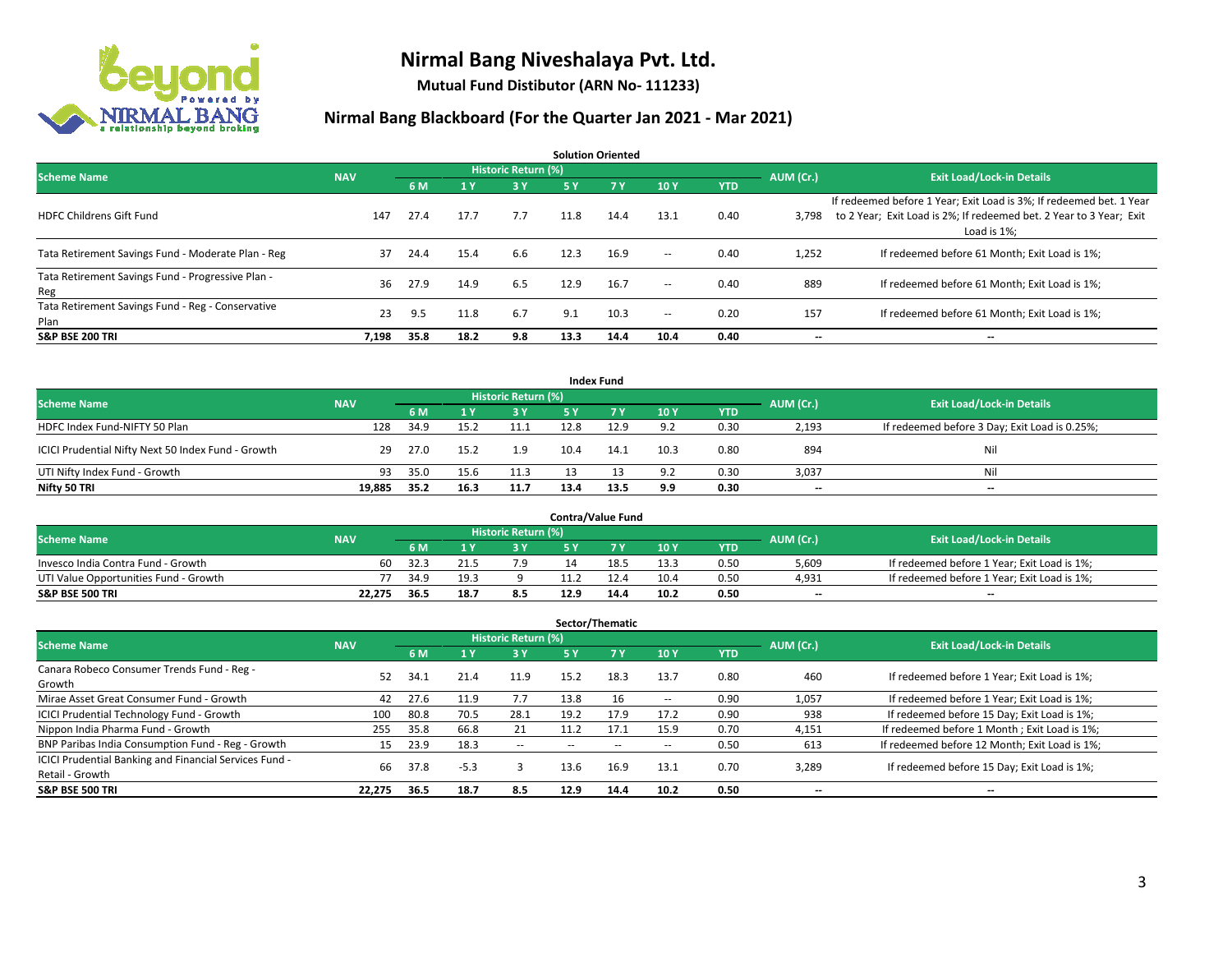# Nirmal Bang Niveshalaya Pvt. Ltd.

**Mutual Fund Distibutor (ARN No- 111233)**

## Nirmal Bang Blackboard (For the Quarter Jan 2021 - Mar 2021)

### Solution Oriented

| Scheme Name | NAV | Historic Return (%) | | | | | | | AUM (Cr.) | Exit Load/Lock-in Details |
|---|---|---|---|---|---|---|---|---|---|---|
| | | 6 M | 1 Y | 3 Y | 5 Y | 7 Y | 10 Y | YTD | | |
| HDFC Childrens Gift Fund | 147 | 27.4 | 17.7 | 7.7 | 11.8 | 14.4 | 13.1 | 0.40 | 3,798 | If redeemed before 1 Year; Exit Load is 3%; If redeemed bet. 1 Year to 2 Year; Exit Load is 2%; If redeemed bet. 2 Year to 3 Year; Exit Load is 1%; |
| Tata Retirement Savings Fund - Moderate Plan - Reg | 37 | 24.4 | 15.4 | 6.6 | 12.3 | 16.9 | -- | 0.40 | 1,252 | If redeemed before 61 Month; Exit Load is 1%; |
| Tata Retirement Savings Fund - Progressive Plan - Reg | 36 | 27.9 | 14.9 | 6.5 | 12.9 | 16.7 | -- | 0.40 | 889 | If redeemed before 61 Month; Exit Load is 1%; |
| Tata Retirement Savings Fund - Reg - Conservative Plan | 23 | 9.5 | 11.8 | 6.7 | 9.1 | 10.3 | -- | 0.20 | 157 | If redeemed before 61 Month; Exit Load is 1%; |
| **S&P BSE 200 TRI** | **7,198** | **35.8** | **18.2** | **9.8** | **13.3** | **14.4** | **10.4** | **0.40** | **--** | **--** |

### Index Fund

| Scheme Name | NAV | Historic Return (%) | | | | | | | AUM (Cr.) | Exit Load/Lock-in Details |
|---|---|---|---|---|---|---|---|---|---|---|
| | | 6 M | 1 Y | 3 Y | 5 Y | 7 Y | 10 Y | YTD | | |
| HDFC Index Fund-NIFTY 50 Plan | 128 | 34.9 | 15.2 | 11.1 | 12.8 | 12.9 | 9.2 | 0.30 | 2,193 | If redeemed before 3 Day; Exit Load is 0.25%; |
| ICICI Prudential Nifty Next 50 Index Fund - Growth | 29 | 27.0 | 15.2 | 1.9 | 10.4 | 14.1 | 10.3 | 0.80 | 894 | Nil |
| UTI Nifty Index Fund - Growth | 93 | 35.0 | 15.6 | 11.3 | 13 | 13 | 9.2 | 0.30 | 3,037 | Nil |
| **Nifty 50 TRI** | **19,885** | **35.2** | **16.3** | **11.7** | **13.4** | **13.5** | **9.9** | **0.30** | **--** | **--** |

### Contra/Value Fund

| Scheme Name | NAV | Historic Return (%) | | | | | | | AUM (Cr.) | Exit Load/Lock-in Details |
|---|---|---|---|---|---|---|---|---|---|---|
| | | 6 M | 1 Y | 3 Y | 5 Y | 7 Y | 10 Y | YTD | | |
| Invesco India Contra Fund - Growth | 60 | 32.3 | 21.5 | 7.9 | 14 | 18.5 | 13.3 | 0.50 | 5,609 | If redeemed before 1 Year; Exit Load is 1%; |
| UTI Value Opportunities Fund - Growth | 77 | 34.9 | 19.3 | 9 | 11.2 | 12.4 | 10.4 | 0.50 | 4,931 | If redeemed before 1 Year; Exit Load is 1%; |
| **S&P BSE 500 TRI** | **22,275** | **36.5** | **18.7** | **8.5** | **12.9** | **14.4** | **10.2** | **0.50** | **--** | **--** |

### Sector/Thematic

| Scheme Name | NAV | Historic Return (%) | | | | | | | AUM (Cr.) | Exit Load/Lock-in Details |
|---|---|---|---|---|---|---|---|---|---|---|
| | | 6 M | 1 Y | 3 Y | 5 Y | 7 Y | 10 Y | YTD | | |
| Canara Robeco Consumer Trends Fund - Reg - Growth | 52 | 34.1 | 21.4 | 11.9 | 15.2 | 18.3 | 13.7 | 0.80 | 460 | If redeemed before 1 Year; Exit Load is 1%; |
| Mirae Asset Great Consumer Fund - Growth | 42 | 27.6 | 11.9 | 7.7 | 13.8 | 16 | -- | 0.90 | 1,057 | If redeemed before 1 Year; Exit Load is 1%; |
| ICICI Prudential Technology Fund - Growth | 100 | 80.8 | 70.5 | 28.1 | 19.2 | 17.9 | 17.2 | 0.90 | 938 | If redeemed before 15 Day; Exit Load is 1%; |
| Nippon India Pharma Fund - Growth | 255 | 35.8 | 66.8 | 21 | 11.2 | 17.1 | 15.9 | 0.70 | 4,151 | If redeemed before 1 Month ; Exit Load is 1%; |
| BNP Paribas India Consumption Fund - Reg - Growth | 15 | 23.9 | 18.3 | -- | -- | -- | -- | 0.50 | 613 | If redeemed before 12 Month; Exit Load is 1%; |
| ICICI Prudential Banking and Financial Services Fund - Retail - Growth | 66 | 37.8 | -5.3 | 3 | 13.6 | 16.9 | 13.1 | 0.70 | 3,289 | If redeemed before 15 Day; Exit Load is 1%; |
| **S&P BSE 500 TRI** | **22,275** | **36.5** | **18.7** | **8.5** | **12.9** | **14.4** | **10.2** | **0.50** | **--** | **--** |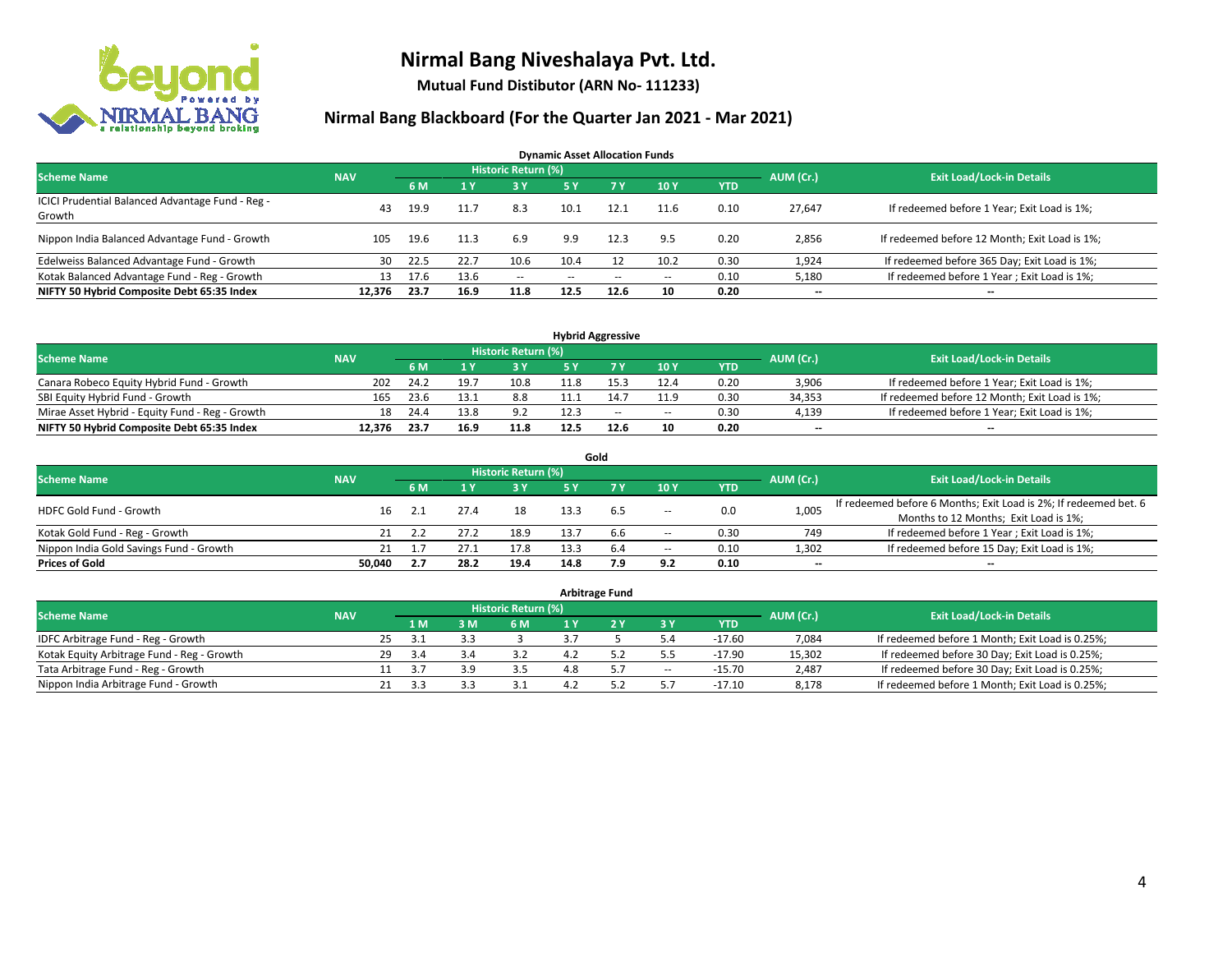# Nirmal Bang Niveshalaya Pvt. Ltd.

**Mutual Fund Distibutor (ARN No- 111233)**

## Nirmal Bang Blackboard (For the Quarter Jan 2021 - Mar 2021)

### Dynamic Asset Allocation Funds

| Scheme Name | NAV | Historic Return (%) | | | | | | | AUM (Cr.) | Exit Load/Lock-in Details |
|---|---|---|---|---|---|---|---|---|---|---|
| | | 6 M | 1 Y | 3 Y | 5 Y | 7 Y | 10 Y | YTD | | |
| ICICI Prudential Balanced Advantage Fund - Reg - Growth | 43 | 19.9 | 11.7 | 8.3 | 10.1 | 12.1 | 11.6 | 0.10 | 27,647 | If redeemed before 1 Year; Exit Load is 1%; |
| Nippon India Balanced Advantage Fund - Growth | 105 | 19.6 | 11.3 | 6.9 | 9.9 | 12.3 | 9.5 | 0.20 | 2,856 | If redeemed before 12 Month; Exit Load is 1%; |
| Edelweiss Balanced Advantage Fund - Growth | 30 | 22.5 | 22.7 | 10.6 | 10.4 | 12 | 10.2 | 0.30 | 1,924 | If redeemed before 365 Day; Exit Load is 1%; |
| Kotak Balanced Advantage Fund - Reg - Growth | 13 | 17.6 | 13.6 | -- | -- | -- | -- | 0.10 | 5,180 | If redeemed before 1 Year ; Exit Load is 1%; |
| **NIFTY 50 Hybrid Composite Debt 65:35 Index** | **12,376** | **23.7** | **16.9** | **11.8** | **12.5** | **12.6** | **10** | **0.20** | **--** | **--** |

### Hybrid Aggressive

| Scheme Name | NAV | Historic Return (%) | | | | | | | AUM (Cr.) | Exit Load/Lock-in Details |
|---|---|---|---|---|---|---|---|---|---|---|
| | | 6 M | 1 Y | 3 Y | 5 Y | 7 Y | 10 Y | YTD | | |
| Canara Robeco Equity Hybrid Fund - Growth | 202 | 24.2 | 19.7 | 10.8 | 11.8 | 15.3 | 12.4 | 0.20 | 3,906 | If redeemed before 1 Year; Exit Load is 1%; |
| SBI Equity Hybrid Fund - Growth | 165 | 23.6 | 13.1 | 8.8 | 11.1 | 14.7 | 11.9 | 0.30 | 34,353 | If redeemed before 12 Month; Exit Load is 1%; |
| Mirae Asset Hybrid - Equity Fund - Reg - Growth | 18 | 24.4 | 13.8 | 9.2 | 12.3 | -- | -- | 0.30 | 4,139 | If redeemed before 1 Year; Exit Load is 1%; |
| **NIFTY 50 Hybrid Composite Debt 65:35 Index** | **12,376** | **23.7** | **16.9** | **11.8** | **12.5** | **12.6** | **10** | **0.20** | **--** | **--** |

### Gold

| Scheme Name | NAV | Historic Return (%) | | | | | | | AUM (Cr.) | Exit Load/Lock-in Details |
|---|---|---|---|---|---|---|---|---|---|---|
| | | 6 M | 1 Y | 3 Y | 5 Y | 7 Y | 10 Y | YTD | | |
| HDFC Gold Fund - Growth | 16 | 2.1 | 27.4 | 18 | 13.3 | 6.5 | -- | 0.0 | 1,005 | If redeemed before 6 Months; Exit Load is 2%; If redeemed bet. 6 Months to 12 Months; Exit Load is 1%; |
| Kotak Gold Fund - Reg - Growth | 21 | 2.2 | 27.2 | 18.9 | 13.7 | 6.6 | -- | 0.30 | 749 | If redeemed before 1 Year ; Exit Load is 1%; |
| Nippon India Gold Savings Fund - Growth | 21 | 1.7 | 27.1 | 17.8 | 13.3 | 6.4 | -- | 0.10 | 1,302 | If redeemed before 15 Day; Exit Load is 1%; |
| **Prices of Gold** | **50,040** | **2.7** | **28.2** | **19.4** | **14.8** | **7.9** | **9.2** | **0.10** | **--** | **--** |

### Arbitrage Fund

| Scheme Name | NAV | Historic Return (%) | | | | | | | AUM (Cr.) | Exit Load/Lock-in Details |
|---|---|---|---|---|---|---|---|---|---|---|
| | | 1 M | 3 M | 6 M | 1 Y | 2 Y | 3 Y | YTD | | |
| IDFC Arbitrage Fund - Reg - Growth | 25 | 3.1 | 3.3 | 3 | 3.7 | 5 | 5.4 | -17.60 | 7,084 | If redeemed before 1 Month; Exit Load is 0.25%; |
| Kotak Equity Arbitrage Fund - Reg - Growth | 29 | 3.4 | 3.4 | 3.2 | 4.2 | 5.2 | 5.5 | -17.90 | 15,302 | If redeemed before 30 Day; Exit Load is 0.25%; |
| Tata Arbitrage Fund - Reg - Growth | 11 | 3.7 | 3.9 | 3.5 | 4.8 | 5.7 | -- | -15.70 | 2,487 | If redeemed before 30 Day; Exit Load is 0.25%; |
| Nippon India Arbitrage Fund - Growth | 21 | 3.3 | 3.3 | 3.1 | 4.2 | 5.2 | 5.7 | -17.10 | 8,178 | If redeemed before 1 Month; Exit Load is 0.25%; |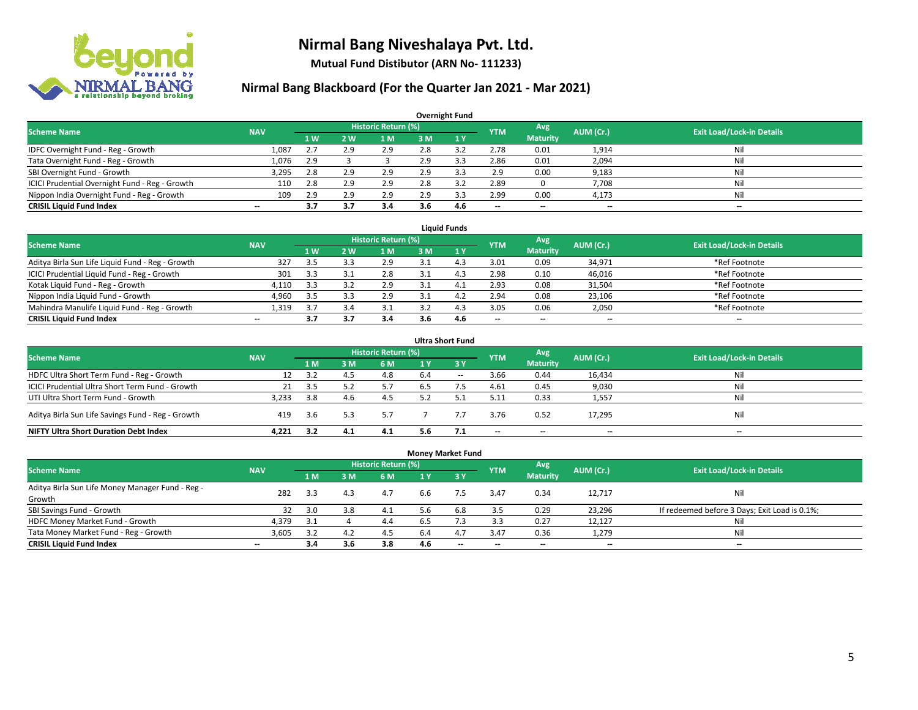# Nirmal Bang Niveshalaya Pvt. Ltd.

**Mutual Fund Distibutor (ARN No- 111233)**

## Nirmal Bang Blackboard (For the Quarter Jan 2021 - Mar 2021)

### Overnight Fund

| Scheme Name | NAV | Historic Return (%) | | | | | YTM | Avg Maturity | AUM (Cr.) | Exit Load/Lock-in Details |
|---|---|---|---|---|---|---|---|---|---|---|
| | | 1 W | 2 W | 1 M | 3 M | 1 Y | | | | |
| IDFC Overnight Fund - Reg - Growth | 1,087 | 2.7 | 2.9 | 2.9 | 2.8 | 3.2 | 2.78 | 0.01 | 1,914 | Nil |
| Tata Overnight Fund - Reg - Growth | 1,076 | 2.9 | 3 | 3 | 2.9 | 3.3 | 2.86 | 0.01 | 2,094 | Nil |
| SBI Overnight Fund - Growth | 3,295 | 2.8 | 2.9 | 2.9 | 2.9 | 3.3 | 2.9 | 0.00 | 9,183 | Nil |
| ICICI Prudential Overnight Fund - Reg - Growth | 110 | 2.8 | 2.9 | 2.9 | 2.8 | 3.2 | 2.89 | 0 | 7,708 | Nil |
| Nippon India Overnight Fund - Reg - Growth | 109 | 2.9 | 2.9 | 2.9 | 2.9 | 3.3 | 2.99 | 0.00 | 4,173 | Nil |
| **CRISIL Liquid Fund Index** | -- | **3.7** | **3.7** | **3.4** | **3.6** | **4.6** | -- | -- | -- | -- |

### Liquid Funds

| Scheme Name | NAV | Historic Return (%) | | | | | YTM | Avg Maturity | AUM (Cr.) | Exit Load/Lock-in Details |
|---|---|---|---|---|---|---|---|---|---|---|
| | | 1 W | 2 W | 1 M | 3 M | 1 Y | | | | |
| Aditya Birla Sun Life Liquid Fund - Reg - Growth | 327 | 3.5 | 3.3 | 2.9 | 3.1 | 4.3 | 3.01 | 0.09 | 34,971 | *Ref Footnote |
| ICICI Prudential Liquid Fund - Reg - Growth | 301 | 3.3 | 3.1 | 2.8 | 3.1 | 4.3 | 2.98 | 0.10 | 46,016 | *Ref Footnote |
| Kotak Liquid Fund - Reg - Growth | 4,110 | 3.3 | 3.2 | 2.9 | 3.1 | 4.1 | 2.93 | 0.08 | 31,504 | *Ref Footnote |
| Nippon India Liquid Fund - Growth | 4,960 | 3.5 | 3.3 | 2.9 | 3.1 | 4.2 | 2.94 | 0.08 | 23,106 | *Ref Footnote |
| Mahindra Manulife Liquid Fund - Reg - Growth | 1,319 | 3.7 | 3.4 | 3.1 | 3.2 | 4.3 | 3.05 | 0.06 | 2,050 | *Ref Footnote |
| **CRISIL Liquid Fund Index** | -- | **3.7** | **3.7** | **3.4** | **3.6** | **4.6** | -- | -- | -- | -- |

### Ultra Short Fund

| Scheme Name | NAV | Historic Return (%) | | | | | YTM | Avg Maturity | AUM (Cr.) | Exit Load/Lock-in Details |
|---|---|---|---|---|---|---|---|---|---|---|
| | | 1 M | 3 M | 6 M | 1 Y | 3 Y | | | | |
| HDFC Ultra Short Term Fund - Reg - Growth | 12 | 3.2 | 4.5 | 4.8 | 6.4 | -- | 3.66 | 0.44 | 16,434 | Nil |
| ICICI Prudential Ultra Short Term Fund - Growth | 21 | 3.5 | 5.2 | 5.7 | 6.5 | 7.5 | 4.61 | 0.45 | 9,030 | Nil |
| UTI Ultra Short Term Fund - Growth | 3,233 | 3.8 | 4.6 | 4.5 | 5.2 | 5.1 | 5.11 | 0.33 | 1,557 | Nil |
| Aditya Birla Sun Life Savings Fund - Reg - Growth | 419 | 3.6 | 5.3 | 5.7 | 7 | 7.7 | 3.76 | 0.52 | 17,295 | Nil |
| **NIFTY Ultra Short Duration Debt Index** | **4,221** | **3.2** | **4.1** | **4.1** | **5.6** | **7.1** | -- | -- | -- | -- |

### Money Market Fund

| Scheme Name | NAV | Historic Return (%) | | | | | YTM | Avg Maturity | AUM (Cr.) | Exit Load/Lock-in Details |
|---|---|---|---|---|---|---|---|---|---|---|
| | | 1 M | 3 M | 6 M | 1 Y | 3 Y | | | | |
| Aditya Birla Sun Life Money Manager Fund - Reg - Growth | 282 | 3.3 | 4.3 | 4.7 | 6.6 | 7.5 | 3.47 | 0.34 | 12,717 | Nil |
| SBI Savings Fund - Growth | 32 | 3.0 | 3.8 | 4.1 | 5.6 | 6.8 | 3.5 | 0.29 | 23,296 | If redeemed before 3 Days; Exit Load is 0.1%; |
| HDFC Money Market Fund - Growth | 4,379 | 3.1 | 4 | 4.4 | 6.5 | 7.3 | 3.3 | 0.27 | 12,127 | Nil |
| Tata Money Market Fund - Reg - Growth | 3,605 | 3.2 | 4.2 | 4.5 | 6.4 | 4.7 | 3.47 | 0.36 | 1,279 | Nil |
| **CRISIL Liquid Fund Index** | -- | **3.4** | **3.6** | **3.8** | **4.6** | -- | -- | -- | -- | -- |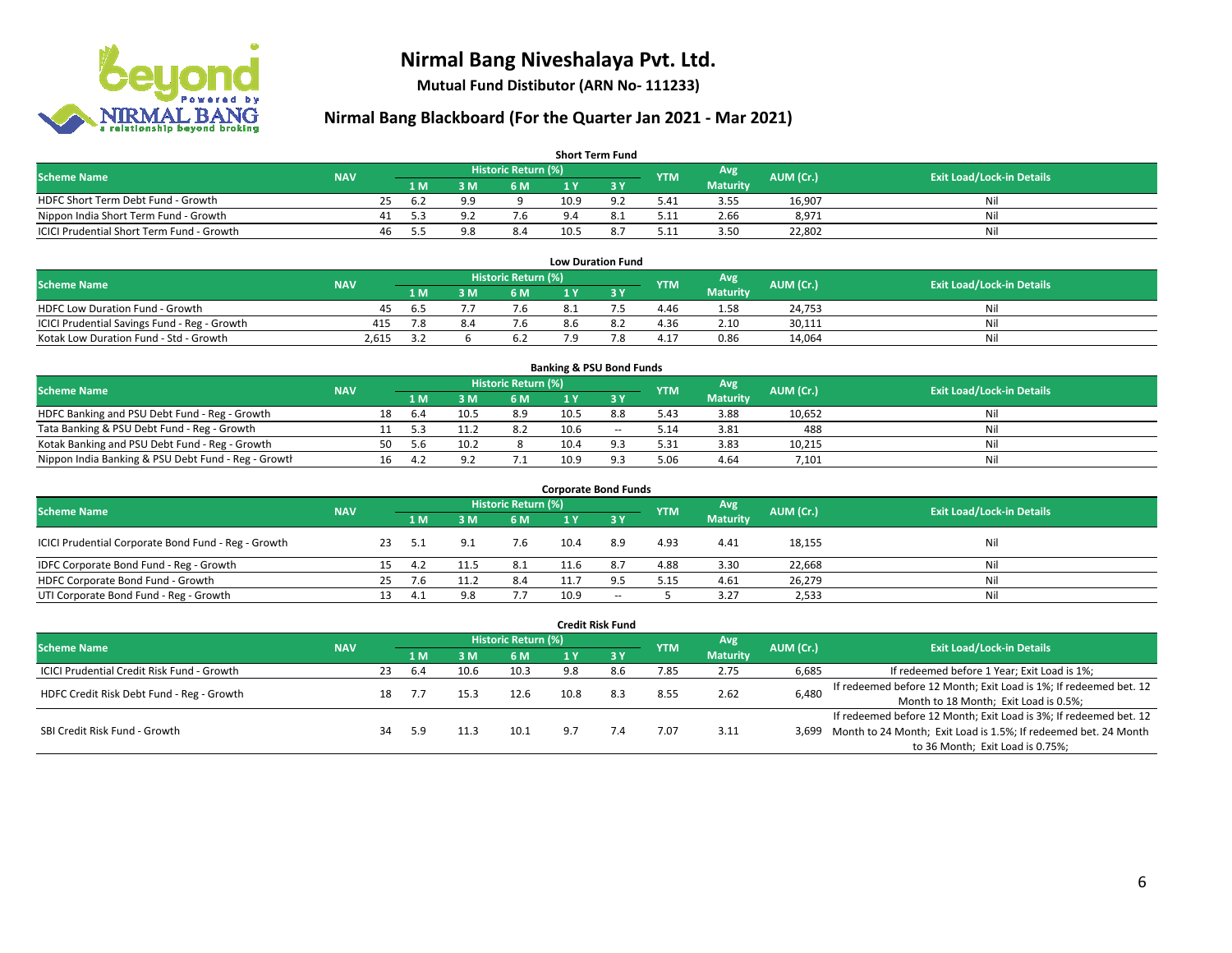# Nirmal Bang Niveshalaya Pvt. Ltd.

**Mutual Fund Distibutor (ARN No- 111233)**

## Nirmal Bang Blackboard (For the Quarter Jan 2021 - Mar 2021)

### Short Term Fund

| Scheme Name | NAV | Historic Return (%) | | | | | YTM | Avg Maturity | AUM (Cr.) | Exit Load/Lock-in Details |
|---|---|---|---|---|---|---|---|---|---|---|
| | | 1 M | 3 M | 6 M | 1 Y | 3 Y | | | | |
| HDFC Short Term Debt Fund - Growth | 25 | 6.2 | 9.9 | 9 | 10.9 | 9.2 | 5.41 | 3.55 | 16,907 | Nil |
| Nippon India Short Term Fund - Growth | 41 | 5.3 | 9.2 | 7.6 | 9.4 | 8.1 | 5.11 | 2.66 | 8,971 | Nil |
| ICICI Prudential Short Term Fund - Growth | 46 | 5.5 | 9.8 | 8.4 | 10.5 | 8.7 | 5.11 | 3.50 | 22,802 | Nil |

### Low Duration Fund

| Scheme Name | NAV | Historic Return (%) | | | | | YTM | Avg Maturity | AUM (Cr.) | Exit Load/Lock-in Details |
|---|---|---|---|---|---|---|---|---|---|---|
| | | 1 M | 3 M | 6 M | 1 Y | 3 Y | | | | |
| HDFC Low Duration Fund - Growth | 45 | 6.5 | 7.7 | 7.6 | 8.1 | 7.5 | 4.46 | 1.58 | 24,753 | Nil |
| ICICI Prudential Savings Fund - Reg - Growth | 415 | 7.8 | 8.4 | 7.6 | 8.6 | 8.2 | 4.36 | 2.10 | 30,111 | Nil |
| Kotak Low Duration Fund - Std - Growth | 2,615 | 3.2 | 6 | 6.2 | 7.9 | 7.8 | 4.17 | 0.86 | 14,064 | Nil |

### Banking & PSU Bond Funds

| Scheme Name | NAV | Historic Return (%) | | | | | YTM | Avg Maturity | AUM (Cr.) | Exit Load/Lock-in Details |
|---|---|---|---|---|---|---|---|---|---|---|
| | | 1 M | 3 M | 6 M | 1 Y | 3 Y | | | | |
| HDFC Banking and PSU Debt Fund - Reg - Growth | 18 | 6.4 | 10.5 | 8.9 | 10.5 | 8.8 | 5.43 | 3.88 | 10,652 | Nil |
| Tata Banking & PSU Debt Fund - Reg - Growth | 11 | 5.3 | 11.2 | 8.2 | 10.6 | -- | 5.14 | 3.81 | 488 | Nil |
| Kotak Banking and PSU Debt Fund - Reg - Growth | 50 | 5.6 | 10.2 | 8 | 10.4 | 9.3 | 5.31 | 3.83 | 10,215 | Nil |
| Nippon India Banking & PSU Debt Fund - Reg - Growth | 16 | 4.2 | 9.2 | 7.1 | 10.9 | 9.3 | 5.06 | 4.64 | 7,101 | Nil |

### Corporate Bond Funds

| Scheme Name | NAV | Historic Return (%) | | | | | YTM | Avg Maturity | AUM (Cr.) | Exit Load/Lock-in Details |
|---|---|---|---|---|---|---|---|---|---|---|
| | | 1 M | 3 M | 6 M | 1 Y | 3 Y | | | | |
| ICICI Prudential Corporate Bond Fund - Reg - Growth | 23 | 5.1 | 9.1 | 7.6 | 10.4 | 8.9 | 4.93 | 4.41 | 18,155 | Nil |
| IDFC Corporate Bond Fund - Reg - Growth | 15 | 4.2 | 11.5 | 8.1 | 11.6 | 8.7 | 4.88 | 3.30 | 22,668 | Nil |
| HDFC Corporate Bond Fund - Growth | 25 | 7.6 | 11.2 | 8.4 | 11.7 | 9.5 | 5.15 | 4.61 | 26,279 | Nil |
| UTI Corporate Bond Fund - Reg - Growth | 13 | 4.1 | 9.8 | 7.7 | 10.9 | -- | 5 | 3.27 | 2,533 | Nil |

### Credit Risk Fund

| Scheme Name | NAV | Historic Return (%) | | | | | YTM | Avg Maturity | AUM (Cr.) | Exit Load/Lock-in Details |
|---|---|---|---|---|---|---|---|---|---|---|
| | | 1 M | 3 M | 6 M | 1 Y | 3 Y | | | | |
| ICICI Prudential Credit Risk Fund - Growth | 23 | 6.4 | 10.6 | 10.3 | 9.8 | 8.6 | 7.85 | 2.75 | 6,685 | If redeemed before 1 Year; Exit Load is 1%; |
| HDFC Credit Risk Debt Fund - Reg - Growth | 18 | 7.7 | 15.3 | 12.6 | 10.8 | 8.3 | 8.55 | 2.62 | 6,480 | If redeemed before 12 Month; Exit Load is 1%; If redeemed bet. 12 Month to 18 Month; Exit Load is 0.5%; |
| SBI Credit Risk Fund - Growth | 34 | 5.9 | 11.3 | 10.1 | 9.7 | 7.4 | 7.07 | 3.11 | 3,699 | If redeemed before 12 Month; Exit Load is 3%; If redeemed bet. 12 Month to 24 Month; Exit Load is 1.5%; If redeemed bet. 24 Month to 36 Month; Exit Load is 0.75%; |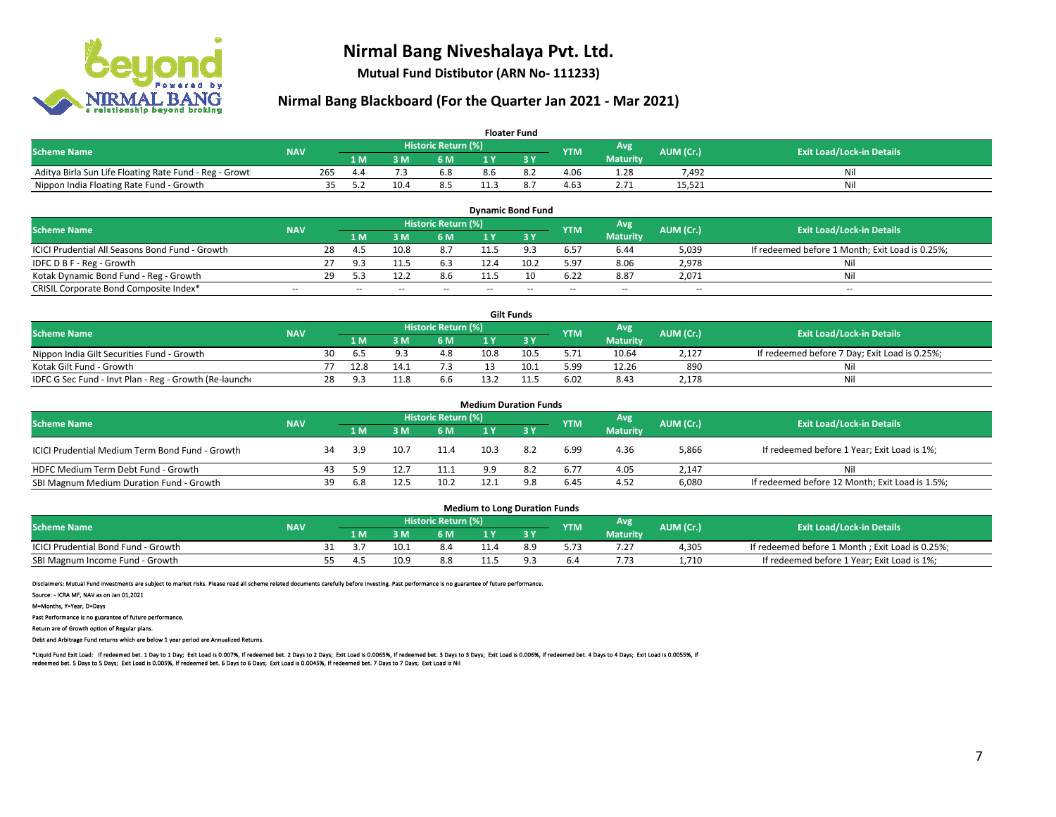# Nirmal Bang Niveshalaya Pvt. Ltd.

**Mutual Fund Distibutor (ARN No- 111233)**

## Nirmal Bang Blackboard (For the Quarter Jan 2021 - Mar 2021)

### Floater Fund

| Scheme Name | NAV | Historic Return (%) | | | | | YTM | Avg Maturity | AUM (Cr.) | Exit Load/Lock-in Details |
|---|---|---|---|---|---|---|---|---|---|---|
| | | 1 M | 3 M | 6 M | 1 Y | 3 Y | | | | |
| Aditya Birla Sun Life Floating Rate Fund - Reg - Growt | 265 | 4.4 | 7.3 | 6.8 | 8.6 | 8.2 | 4.06 | 1.28 | 7,492 | Nil |
| Nippon India Floating Rate Fund - Growth | 35 | 5.2 | 10.4 | 8.5 | 11.3 | 8.7 | 4.63 | 2.71 | 15,521 | Nil |

### Dynamic Bond Fund

| Scheme Name | NAV | Historic Return (%) | | | | | YTM | Avg Maturity | AUM (Cr.) | Exit Load/Lock-in Details |
|---|---|---|---|---|---|---|---|---|---|---|
| | | 1 M | 3 M | 6 M | 1 Y | 3 Y | | | | |
| ICICI Prudential All Seasons Bond Fund - Growth | 28 | 4.5 | 10.8 | 8.7 | 11.5 | 9.3 | 6.57 | 6.44 | 5,039 | If redeemed before 1 Month; Exit Load is 0.25%; |
| IDFC D B F - Reg - Growth | 27 | 9.3 | 11.5 | 6.3 | 12.4 | 10.2 | 5.97 | 8.06 | 2,978 | Nil |
| Kotak Dynamic Bond Fund - Reg - Growth | 29 | 5.3 | 12.2 | 8.6 | 11.5 | 10 | 6.22 | 8.87 | 2,071 | Nil |
| CRISIL Corporate Bond Composite Index* | -- | -- | -- | -- | -- | -- | -- | -- | -- | -- |

### Gilt Funds

| Scheme Name | NAV | Historic Return (%) | | | | | YTM | Avg Maturity | AUM (Cr.) | Exit Load/Lock-in Details |
|---|---|---|---|---|---|---|---|---|---|---|
| | | 1 M | 3 M | 6 M | 1 Y | 3 Y | | | | |
| Nippon India Gilt Securities Fund - Growth | 30 | 6.5 | 9.3 | 4.8 | 10.8 | 10.5 | 5.71 | 10.64 | 2,127 | If redeemed before 7 Day; Exit Load is 0.25%; |
| Kotak Gilt Fund - Growth | 77 | 12.8 | 14.1 | 7.3 | 13 | 10.1 | 5.99 | 12.26 | 890 | Nil |
| IDFC G Sec Fund - Invt Plan - Reg - Growth (Re-launch | 28 | 9.3 | 11.8 | 6.6 | 13.2 | 11.5 | 6.02 | 8.43 | 2,178 | Nil |

### Medium Duration Funds

| Scheme Name | NAV | Historic Return (%) | | | | | YTM | Avg Maturity | AUM (Cr.) | Exit Load/Lock-in Details |
|---|---|---|---|---|---|---|---|---|---|---|
| | | 1 M | 3 M | 6 M | 1 Y | 3 Y | | | | |
| ICICI Prudential Medium Term Bond Fund - Growth | 34 | 3.9 | 10.7 | 11.4 | 10.3 | 8.2 | 6.99 | 4.36 | 5,866 | If redeemed before 1 Year; Exit Load is 1%; |
| HDFC Medium Term Debt Fund - Growth | 43 | 5.9 | 12.7 | 11.1 | 9.9 | 8.2 | 6.77 | 4.05 | 2,147 | Nil |
| SBI Magnum Medium Duration Fund - Growth | 39 | 6.8 | 12.5 | 10.2 | 12.1 | 9.8 | 6.45 | 4.52 | 6,080 | If redeemed before 12 Month; Exit Load is 1.5%; |

### Medium to Long Duration Funds

| Scheme Name | NAV | Historic Return (%) | | | | | YTM | Avg Maturity | AUM (Cr.) | Exit Load/Lock-in Details |
|---|---|---|---|---|---|---|---|---|---|---|
| | | 1 M | 3 M | 6 M | 1 Y | 3 Y | | | | |
| ICICI Prudential Bond Fund - Growth | 31 | 3.7 | 10.1 | 8.4 | 11.4 | 8.9 | 5.73 | 7.27 | 4,305 | If redeemed before 1 Month ; Exit Load is 0.25%; |
| SBI Magnum Income Fund - Growth | 55 | 4.5 | 10.9 | 8.8 | 11.5 | 9.3 | 6.4 | 7.73 | 1,710 | If redeemed before 1 Year; Exit Load is 1%; |

Disclaimers: Mutual Fund investments are subject to market risks. Please read all scheme related documents carefully before investing. Past performance is no guarantee of future performance.

Source: - ICRA MF, NAV as on Jan 01,2021

M=Months, Y=Year, D=Days

Past Performance is no guarantee of future performance.

Return are of Growth option of Regular plans.

Debt and Arbitrage Fund returns which are below 1 year period are Annualized Returns.

*Liquid Fund Exit Load: If redeemed bet. 1 Day to 1 Day; Exit Load is 0.007%, If redeemed bet. 2 Days to 2 Days; Exit Load is 0.0065%, If redeemed bet. 3 Days to 3 Days; Exit Load is 0.006%, If redeemed bet. 4 Days to 4 Days; Exit Load is 0.0055%, If redeemed bet. 5 Days to 5 Days; Exit Load is 0.005%, If redeemed bet. 6 Days to 6 Days; Exit Load is 0.0045%, If redeemed bet. 7 Days to 7 Days; Exit Load is Nil